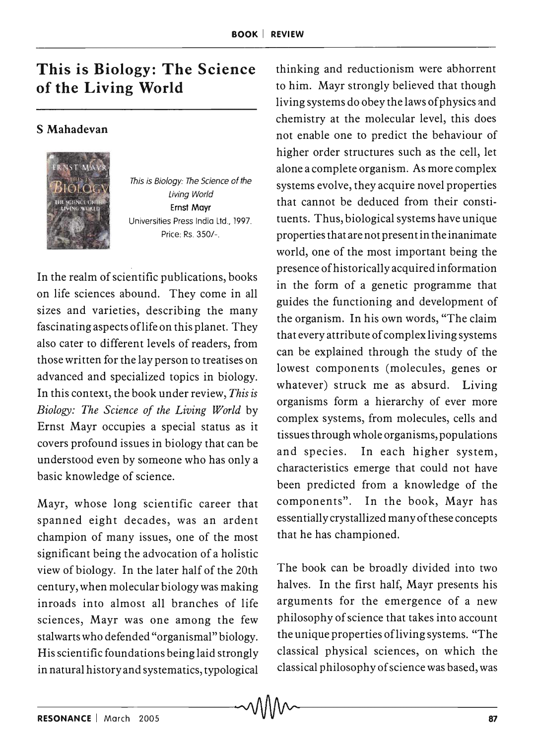# This is Biology: The Science of the Living World

### S Mahadevan

*This is Biology: The Science of the Living World*
**Ernst Mayr**
Universities Press India Ltd., 1997.
Price: Rs. 350/-.

In the realm of scientific publications, books on life sciences abound. They come in all sizes and varieties, describing the many fascinating aspects of life on this planet. They also cater to different levels of readers, from those written for the lay person to treatises on advanced and specialized topics in biology. In this context, the book under review, *This is Biology: The Science of the Living World* by Ernst Mayr occupies a special status as it covers profound issues in biology that can be understood even by someone who has only a basic knowledge of science.

Mayr, whose long scientific career that spanned eight decades, was an ardent champion of many issues, one of the most significant being the advocation of a holistic view of biology. In the later half of the 20th century, when molecular biology was making inroads into almost all branches of life sciences, Mayr was one among the few stalwarts who defended "organismal" biology. His scientific foundations being laid strongly in natural history and systematics, typological thinking and reductionism were abhorrent to him. Mayr strongly believed that though living systems do obey the laws of physics and chemistry at the molecular level, this does not enable one to predict the behaviour of higher order structures such as the cell, let alone a complete organism. As more complex systems evolve, they acquire novel properties that cannot be deduced from their constituents. Thus, biological systems have unique properties that are not present in the inanimate world, one of the most important being the presence of historically acquired information in the form of a genetic programme that guides the functioning and development of the organism. In his own words, "The claim that every attribute of complex living systems can be explained through the study of the lowest components (molecules, genes or whatever) struck me as absurd. Living organisms form a hierarchy of ever more complex systems, from molecules, cells and tissues through whole organisms, populations and species. In each higher system, characteristics emerge that could not have been predicted from a knowledge of the components". In the book, Mayr has essentially crystallized many of these concepts that he has championed.

The book can be broadly divided into two halves. In the first half, Mayr presents his arguments for the emergence of a new philosophy of science that takes into account the unique properties of living systems. "The classical physical sciences, on which the classical philosophy of science was based, was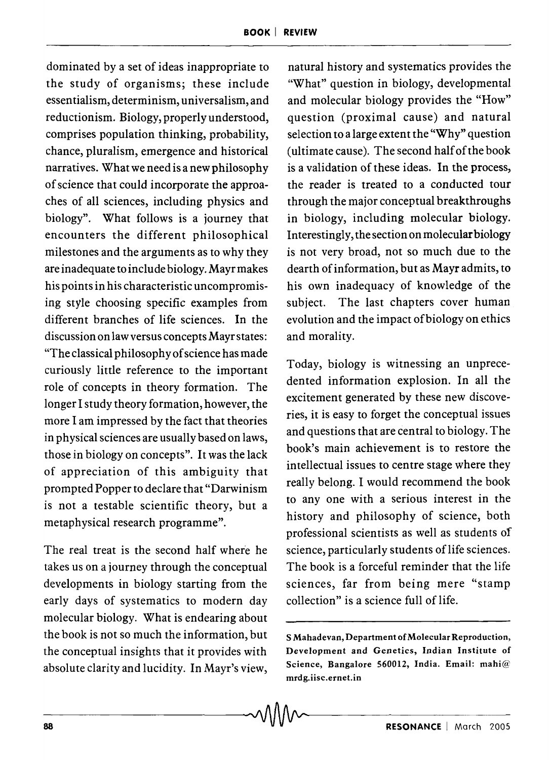dominated by a set of ideas inappropriate to the study of organisms; these include essentialism, determinism, universalism, and reductionism. Biology, properly understood, comprises population thinking, probability, chance, pluralism, emergence and historical narratives. What we need is a new philosophy of science that could incorporate the approaches of all sciences, including physics and biology". What follows is a journey that encounters the different philosophical milestones and the arguments as to why they are inadequate to include biology. Mayr makes his points in his characteristic uncompromising style choosing specific examples from different branches of life sciences. In the discussion on law versus concepts Mayr states: "The classical philosophy of science has made curiously little reference to the important role of concepts in theory formation. The longer I study theory formation, however, the more I am impressed by the fact that theories in physical sciences are usually based on laws, those in biology on concepts". It was the lack of appreciation of this ambiguity that prompted Popper to declare that "Darwinism is not a testable scientific theory, but a metaphysical research programme".

The real treat is the second half where he takes us on a journey through the conceptual developments in biology starting from the early days of systematics to modern day molecular biology. What is endearing about the book is not so much the information, but the conceptual insights that it provides with absolute clarity and lucidity. In Mayr's view, natural history and systematics provides the "What" question in biology, developmental and molecular biology provides the "How" question (proximal cause) and natural selection to a large extent the "Why" question (ultimate cause). The second half of the book is a validation of these ideas. In the process, the reader is treated to a conducted tour through the major conceptual breakthroughs in biology, including molecular biology. Interestingly, the section on molecular biology is not very broad, not so much due to the dearth of information, but as Mayr admits, to his own inadequacy of knowledge of the subject. The last chapters cover human evolution and the impact of biology on ethics and morality.

Today, biology is witnessing an unprecedented information explosion. In all the excitement generated by these new discoveries, it is easy to forget the conceptual issues and questions that are central to biology. The book's main achievement is to restore the intellectual issues to centre stage where they really belong. I would recommend the book to any one with a serious interest in the history and philosophy of science, both professional scientists as well as students of science, particularly students of life sciences. The book is a forceful reminder that the life sciences, far from being mere "stamp collection" is a science full of life.

---

**S Mahadevan, Department of Molecular Reproduction, Development and Genetics, Indian Institute of Science, Bangalore 560012, India. Email: mahi@mrdg.iisc.ernet.in**